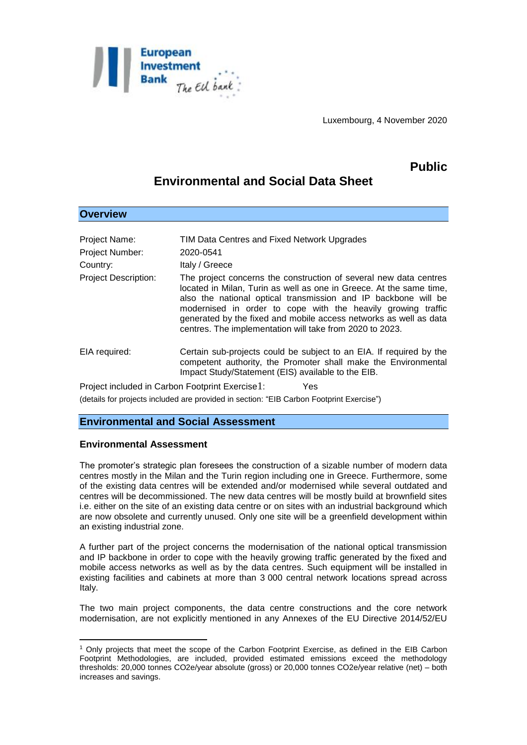Luxembourg, 4 November 2020

**Public**

# Environmental and Social Data Sheet

## Overview

| | |
|---|---|
| Project Name: | TIM Data Centres and Fixed Network Upgrades |
| Project Number: | 2020-0541 |
| Country: | Italy / Greece |
| Project Description: | The project concerns the construction of several new data centres located in Milan, Turin as well as one in Greece. At the same time, also the national optical transmission and IP backbone will be modernised in order to cope with the heavily growing traffic generated by the fixed and mobile access networks as well as data centres. The implementation will take from 2020 to 2023. |
| EIA required: | Certain sub-projects could be subject to an EIA. If required by the competent authority, the Promoter shall make the Environmental Impact Study/Statement (EIS) available to the EIB. |

Project included in Carbon Footprint Exercise[1]: Yes

(details for projects included are provided in section: "EIB Carbon Footprint Exercise")

## Environmental and Social Assessment

### Environmental Assessment

The promoter's strategic plan foresees the construction of a sizable number of modern data centres mostly in the Milan and the Turin region including one in Greece. Furthermore, some of the existing data centres will be extended and/or modernised while several outdated and centres will be decommissioned. The new data centres will be mostly build at brownfield sites i.e. either on the site of an existing data centre or on sites with an industrial background which are now obsolete and currently unused. Only one site will be a greenfield development within an existing industrial zone.

A further part of the project concerns the modernisation of the national optical transmission and IP backbone in order to cope with the heavily growing traffic generated by the fixed and mobile access networks as well as by the data centres. Such equipment will be installed in existing facilities and cabinets at more than 3 000 central network locations spread across Italy.

The two main project components, the data centre constructions and the core network modernisation, are not explicitly mentioned in any Annexes of the EU Directive 2014/52/EU

[1] Only projects that meet the scope of the Carbon Footprint Exercise, as defined in the EIB Carbon Footprint Methodologies, are included, provided estimated emissions exceed the methodology thresholds: 20,000 tonnes $CO_2e$/year absolute (gross) or 20,000 tonnes $CO_2e$/year relative (net) – both increases and savings.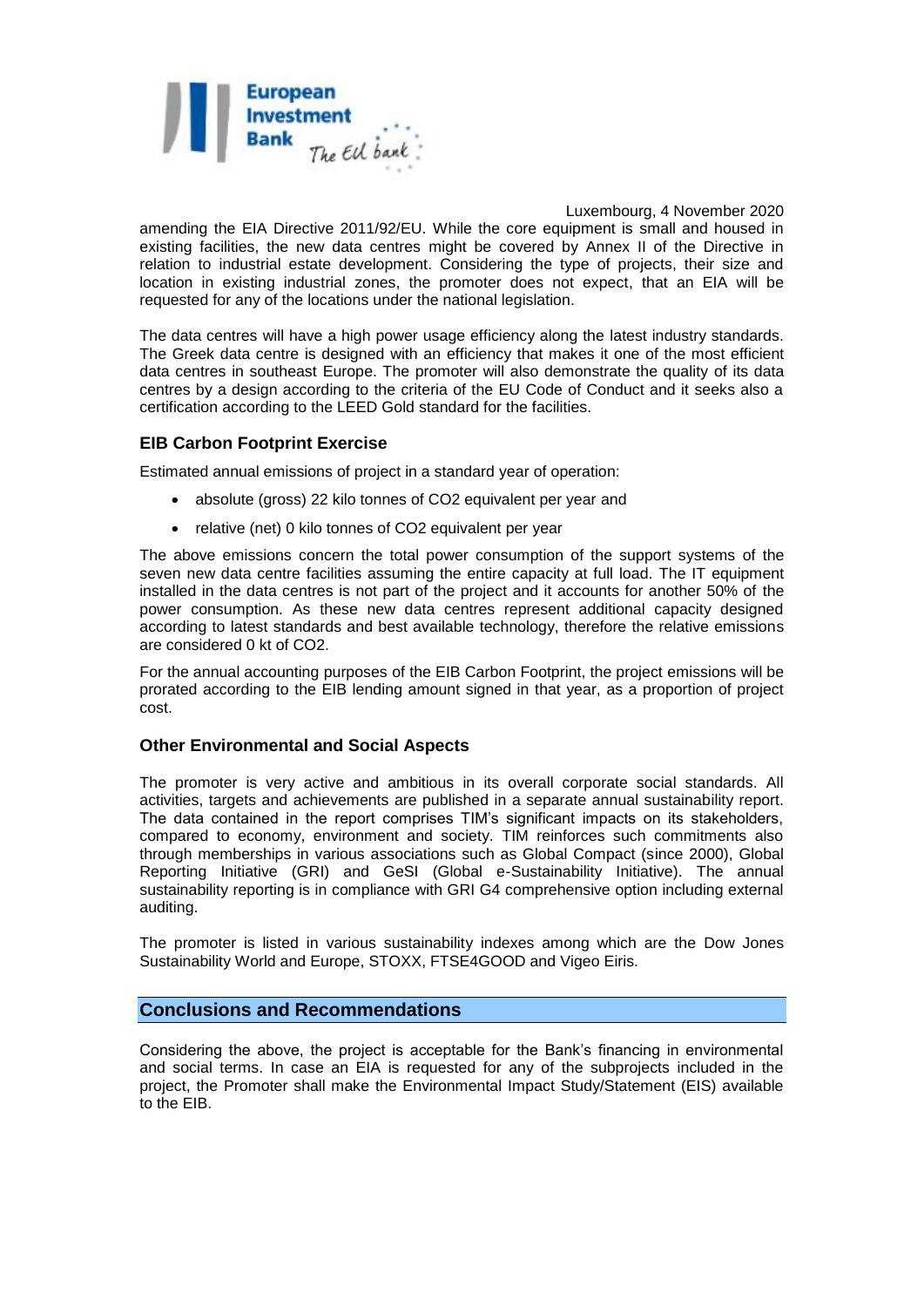Luxembourg, 4 November 2020

amending the EIA Directive 2011/92/EU. While the core equipment is small and housed in existing facilities, the new data centres might be covered by Annex II of the Directive in relation to industrial estate development. Considering the type of projects, their size and location in existing industrial zones, the promoter does not expect, that an EIA will be requested for any of the locations under the national legislation.

The data centres will have a high power usage efficiency along the latest industry standards. The Greek data centre is designed with an efficiency that makes it one of the most efficient data centres in southeast Europe. The promoter will also demonstrate the quality of its data centres by a design according to the criteria of the EU Code of Conduct and it seeks also a certification according to the LEED Gold standard for the facilities.

### EIB Carbon Footprint Exercise

Estimated annual emissions of project in a standard year of operation:

- absolute (gross) 22 kilo tonnes of CO2 equivalent per year and
- relative (net) 0 kilo tonnes of CO2 equivalent per year

The above emissions concern the total power consumption of the support systems of the seven new data centre facilities assuming the entire capacity at full load. The IT equipment installed in the data centres is not part of the project and it accounts for another 50% of the power consumption. As these new data centres represent additional capacity designed according to latest standards and best available technology, therefore the relative emissions are considered 0 kt of CO2.

For the annual accounting purposes of the EIB Carbon Footprint, the project emissions will be prorated according to the EIB lending amount signed in that year, as a proportion of project cost.

### Other Environmental and Social Aspects

The promoter is very active and ambitious in its overall corporate social standards. All activities, targets and achievements are published in a separate annual sustainability report. The data contained in the report comprises TIM's significant impacts on its stakeholders, compared to economy, environment and society. TIM reinforces such commitments also through memberships in various associations such as Global Compact (since 2000), Global Reporting Initiative (GRI) and GeSI (Global e-Sustainability Initiative). The annual sustainability reporting is in compliance with GRI G4 comprehensive option including external auditing.

The promoter is listed in various sustainability indexes among which are the Dow Jones Sustainability World and Europe, STOXX, FTSE4GOOD and Vigeo Eiris.

## Conclusions and Recommendations

Considering the above, the project is acceptable for the Bank's financing in environmental and social terms. In case an EIA is requested for any of the subprojects included in the project, the Promoter shall make the Environmental Impact Study/Statement (EIS) available to the EIB.